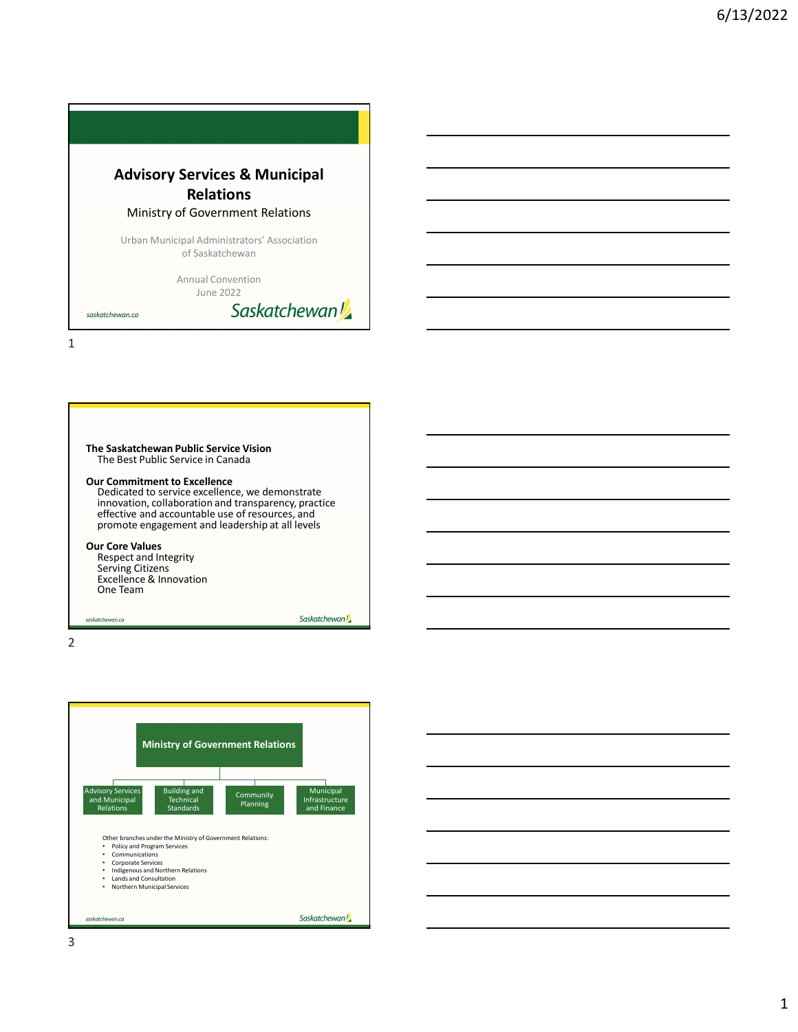# Advisory Services & Municipal Relations

Ministry of Government Relations

Urban Municipal Administrators' Association of Saskatchewan

Annual Convention
June 2022

saskatchewan.ca

Saskatchewan

---

**The Saskatchewan Public Service Vision**
The Best Public Service in Canada

**Our Commitment to Excellence**
Dedicated to service excellence, we demonstrate innovation, collaboration and transparency, practice effective and accountable use of resources, and promote engagement and leadership at all levels

**Our Core Values**
Respect and Integrity
Serving Citizens
Excellence & Innovation
One Team

saskatchewan.ca

Saskatchewan

---

**Ministry of Government Relations**

- Advisory Services and Municipal Relations
- Building and Technical Standards
- Community Planning
- Municipal Infrastructure and Finance

Other branches under the Ministry of Government Relations:

- Policy and Program Services
- Communications
- Corporate Services
- Indigenous and Northern Relations
- Lands and Consultation
- Northern Municipal Services

saskatchewan.ca

Saskatchewan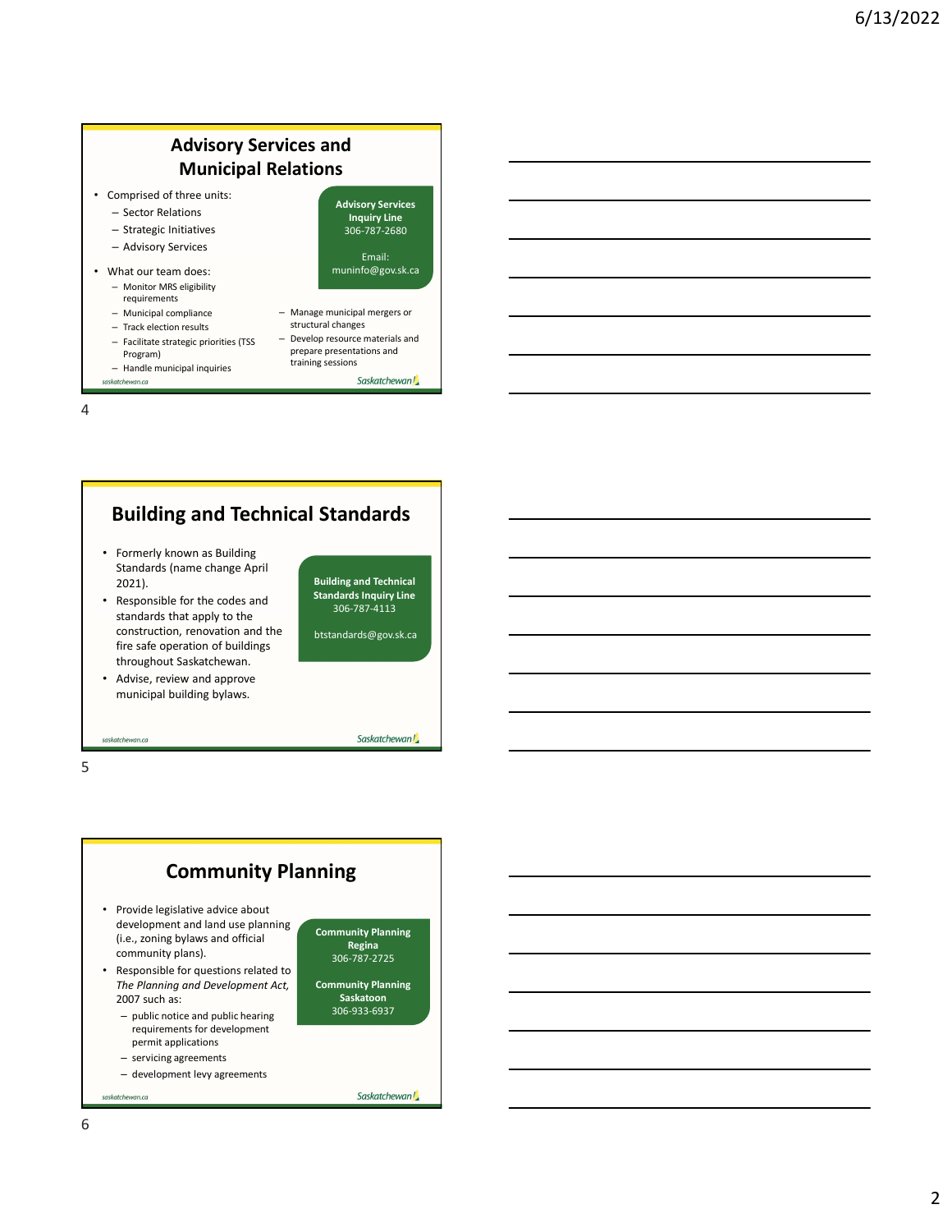## Advisory Services and Municipal Relations

- Comprised of three units:
  - Sector Relations
  - Strategic Initiatives
  - Advisory Services
- What our team does:
  - Monitor MRS eligibility requirements
  - Municipal compliance
  - Track election results
  - Facilitate strategic priorities (TSS Program)
  - Handle municipal inquiries
  - Manage municipal mergers or structural changes
  - Develop resource materials and prepare presentations and training sessions

**Advisory Services Inquiry Line**
306-787-2680

Email:
muninfo@gov.sk.ca

## Building and Technical Standards

- Formerly known as Building Standards (name change April 2021).
- Responsible for the codes and standards that apply to the construction, renovation and the fire safe operation of buildings throughout Saskatchewan.
- Advise, review and approve municipal building bylaws.

**Building and Technical Standards Inquiry Line**
306-787-4113

btstandards@gov.sk.ca

## Community Planning

- Provide legislative advice about development and land use planning (i.e., zoning bylaws and official community plans).
- Responsible for questions related to *The Planning and Development Act, 2007* such as:
  - public notice and public hearing requirements for development permit applications
  - servicing agreements
  - development levy agreements

**Community Planning Regina**
306-787-2725

**Community Planning Saskatoon**
306-933-6937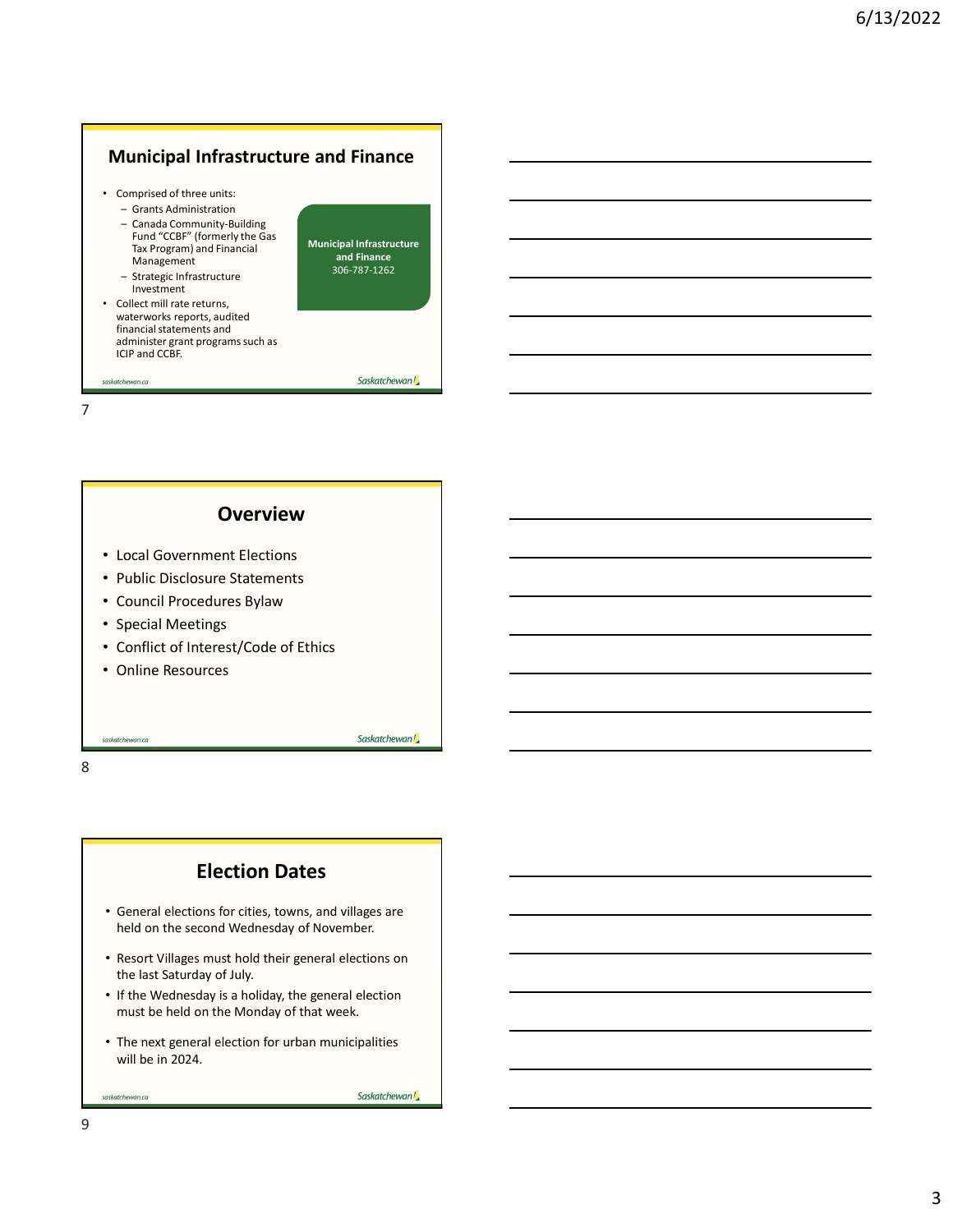## Municipal Infrastructure and Finance

- Comprised of three units:
  - Grants Administration
  - Canada Community-Building Fund "CCBF" (formerly the Gas Tax Program) and Financial Management
  - Strategic Infrastructure Investment
- Collect mill rate returns, waterworks reports, audited financial statements and administer grant programs such as ICIP and CCBF.

**Municipal Infrastructure and Finance**
306-787-1262

## Overview

- Local Government Elections
- Public Disclosure Statements
- Council Procedures Bylaw
- Special Meetings
- Conflict of Interest/Code of Ethics
- Online Resources

## Election Dates

- General elections for cities, towns, and villages are held on the second Wednesday of November.
- Resort Villages must hold their general elections on the last Saturday of July.
- If the Wednesday is a holiday, the general election must be held on the Monday of that week.
- The next general election for urban municipalities will be in 2024.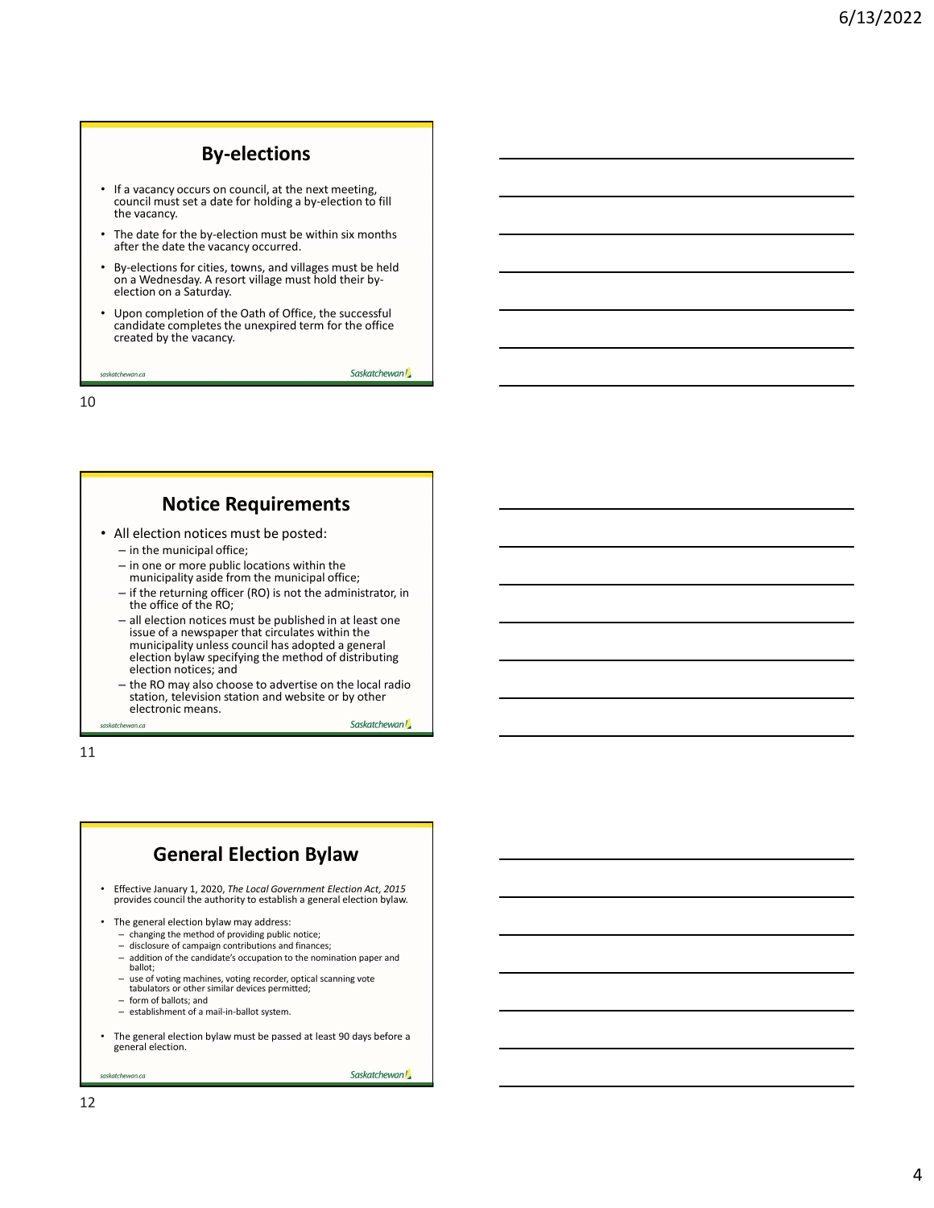## By-elections

- If a vacancy occurs on council, at the next meeting, council must set a date for holding a by-election to fill the vacancy.
- The date for the by-election must be within six months after the date the vacancy occurred.
- By-elections for cities, towns, and villages must be held on a Wednesday. A resort village must hold their by-election on a Saturday.
- Upon completion of the Oath of Office, the successful candidate completes the unexpired term for the office created by the vacancy.

## Notice Requirements

- All election notices must be posted:
  - in the municipal office;
  - in one or more public locations within the municipality aside from the municipal office;
  - if the returning officer (RO) is not the administrator, in the office of the RO;
  - all election notices must be published in at least one issue of a newspaper that circulates within the municipality unless council has adopted a general election bylaw specifying the method of distributing election notices; and
  - the RO may also choose to advertise on the local radio station, television station and website or by other electronic means.

## General Election Bylaw

- Effective January 1, 2020, *The Local Government Election Act, 2015* provides council the authority to establish a general election bylaw.
- The general election bylaw may address:
  - changing the method of providing public notice;
  - disclosure of campaign contributions and finances;
  - addition of the candidate's occupation to the nomination paper and ballot;
  - use of voting machines, voting recorder, optical scanning vote tabulators or other similar devices permitted;
  - form of ballots; and
  - establishment of a mail-in-ballot system.
- The general election bylaw must be passed at least 90 days before a general election.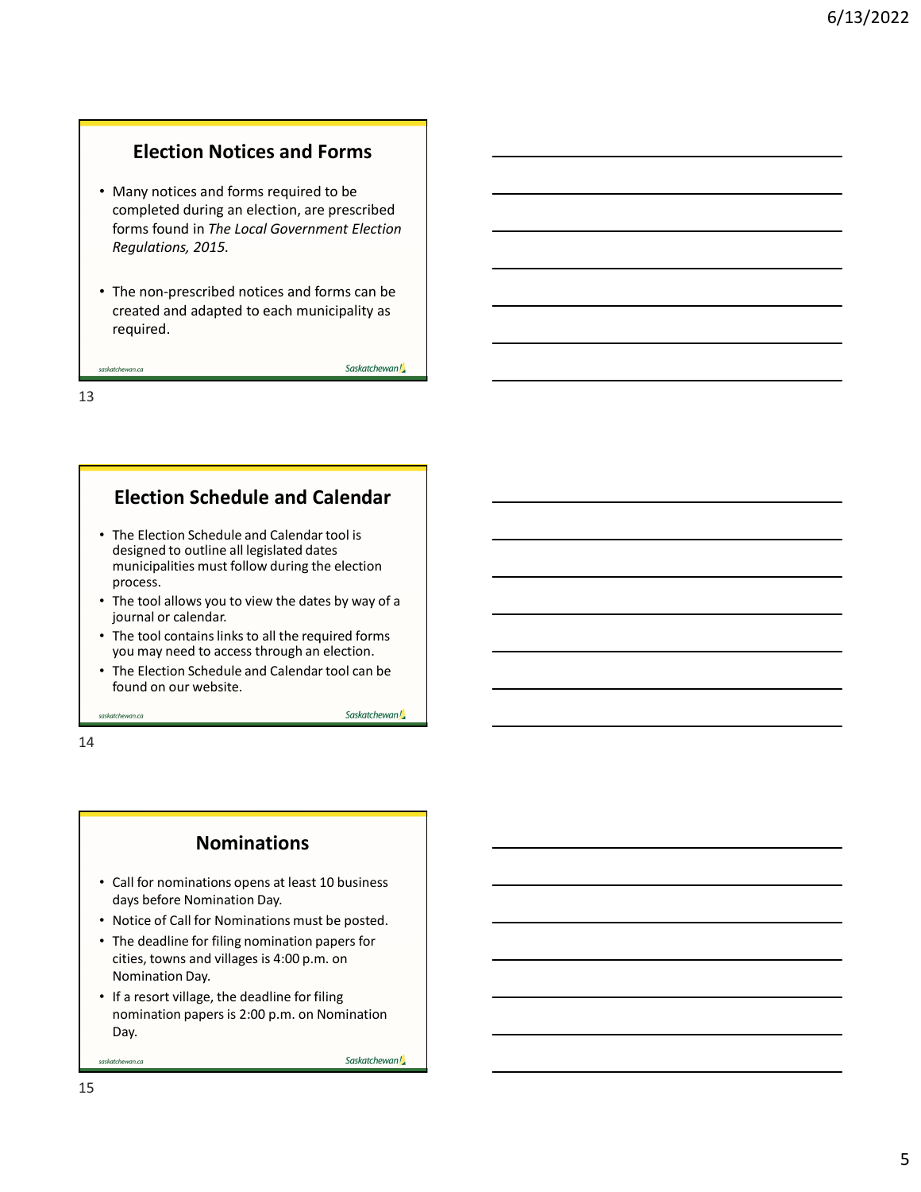## Election Notices and Forms

- Many notices and forms required to be completed during an election, are prescribed forms found in *The Local Government Election Regulations, 2015.*
- The non-prescribed notices and forms can be created and adapted to each municipality as required.

## Election Schedule and Calendar

- The Election Schedule and Calendar tool is designed to outline all legislated dates municipalities must follow during the election process.
- The tool allows you to view the dates by way of a journal or calendar.
- The tool contains links to all the required forms you may need to access through an election.
- The Election Schedule and Calendar tool can be found on our website.

## Nominations

- Call for nominations opens at least 10 business days before Nomination Day.
- Notice of Call for Nominations must be posted.
- The deadline for filing nomination papers for cities, towns and villages is 4:00 p.m. on Nomination Day.
- If a resort village, the deadline for filing nomination papers is 2:00 p.m. on Nomination Day.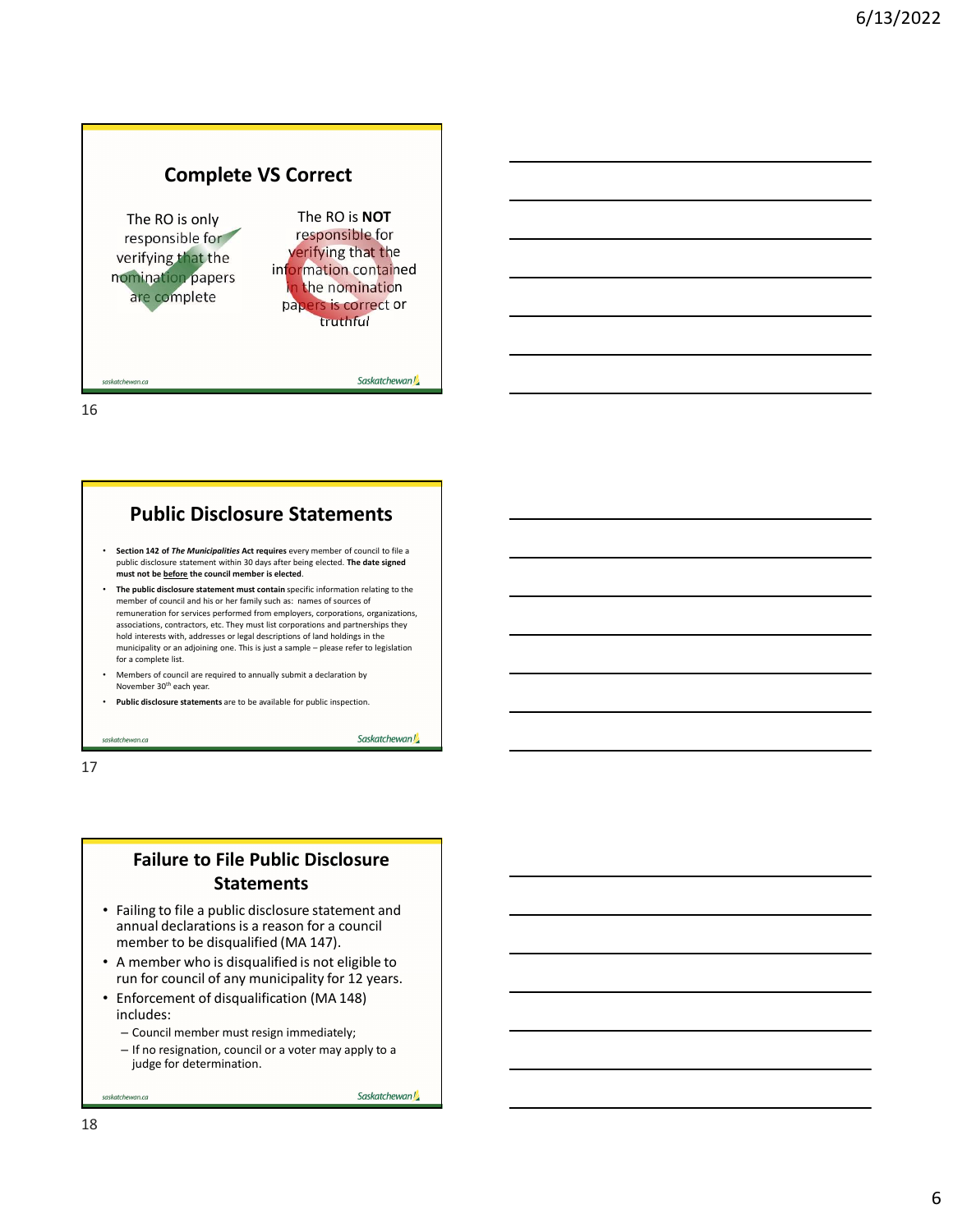## Complete VS Correct

The RO is only responsible for verifying that the nomination papers are complete

The RO is **NOT** responsible for verifying that the information contained in the nomination papers is correct or truthful

## Public Disclosure Statements

- **Section 142 of *The Municipalities* Act requires** every member of council to file a public disclosure statement within 30 days after being elected. **The date signed must not be before the council member is elected**.
- **The public disclosure statement must contain** specific information relating to the member of council and his or her family such as: names of sources of remuneration for services performed from employers, corporations, organizations, associations, contractors, etc. They must list corporations and partnerships they hold interests with, addresses or legal descriptions of land holdings in the municipality or an adjoining one. This is just a sample – please refer to legislation for a complete list.
- Members of council are required to annually submit a declaration by November 30th each year.
- **Public disclosure statements** are to be available for public inspection.

## Failure to File Public Disclosure Statements

- Failing to file a public disclosure statement and annual declarations is a reason for a council member to be disqualified (MA 147).
- A member who is disqualified is not eligible to run for council of any municipality for 12 years.
- Enforcement of disqualification (MA 148) includes:
  - Council member must resign immediately;
  - If no resignation, council or a voter may apply to a judge for determination.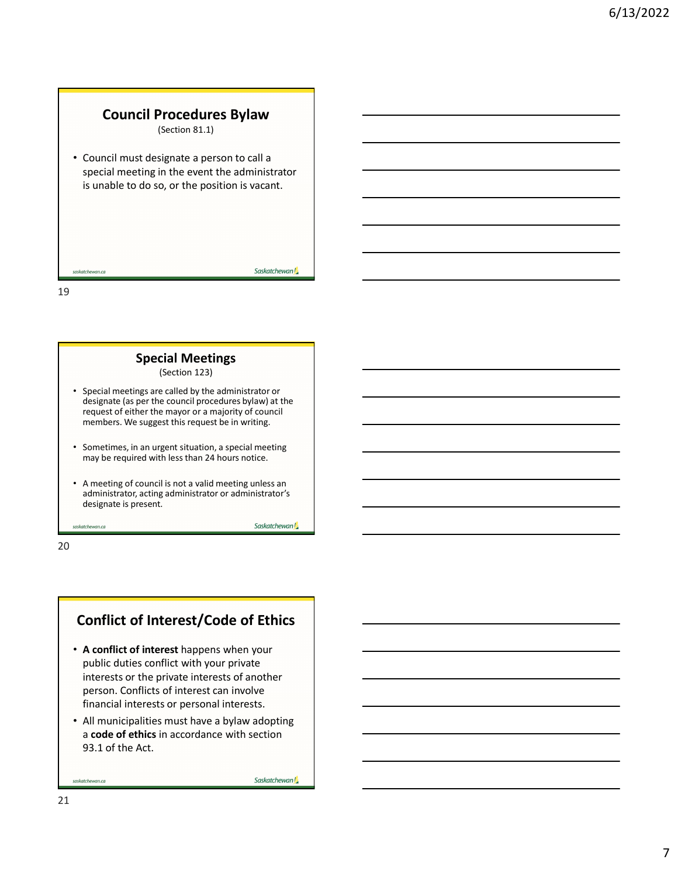## Council Procedures Bylaw

(Section 81.1)

- Council must designate a person to call a special meeting in the event the administrator is unable to do so, or the position is vacant.

## Special Meetings

(Section 123)

- Special meetings are called by the administrator or designate (as per the council procedures bylaw) at the request of either the mayor or a majority of council members. We suggest this request be in writing.
- Sometimes, in an urgent situation, a special meeting may be required with less than 24 hours notice.
- A meeting of council is not a valid meeting unless an administrator, acting administrator or administrator's designate is present.

## Conflict of Interest/Code of Ethics

- **A conflict of interest** happens when your public duties conflict with your private interests or the private interests of another person. Conflicts of interest can involve financial interests or personal interests.
- All municipalities must have a bylaw adopting a **code of ethics** in accordance with section 93.1 of the Act.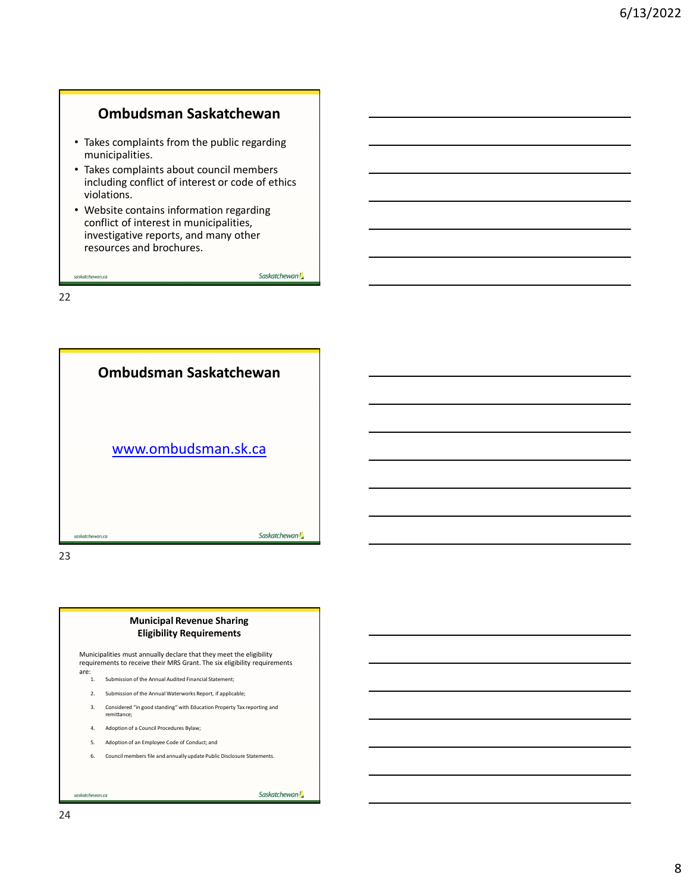## Ombudsman Saskatchewan

- Takes complaints from the public regarding municipalities.
- Takes complaints about council members including conflict of interest or code of ethics violations.
- Website contains information regarding conflict of interest in municipalities, investigative reports, and many other resources and brochures.

## Ombudsman Saskatchewan

www.ombudsman.sk.ca

## Municipal Revenue Sharing Eligibility Requirements

Municipalities must annually declare that they meet the eligibility requirements to receive their MRS Grant. The six eligibility requirements are:

1. Submission of the Annual Audited Financial Statement;
2. Submission of the Annual Waterworks Report, if applicable;
3. Considered "in good standing" with Education Property Tax reporting and remittance;
4. Adoption of a Council Procedures Bylaw;
5. Adoption of an Employee Code of Conduct; and
6. Council members file and annually update Public Disclosure Statements.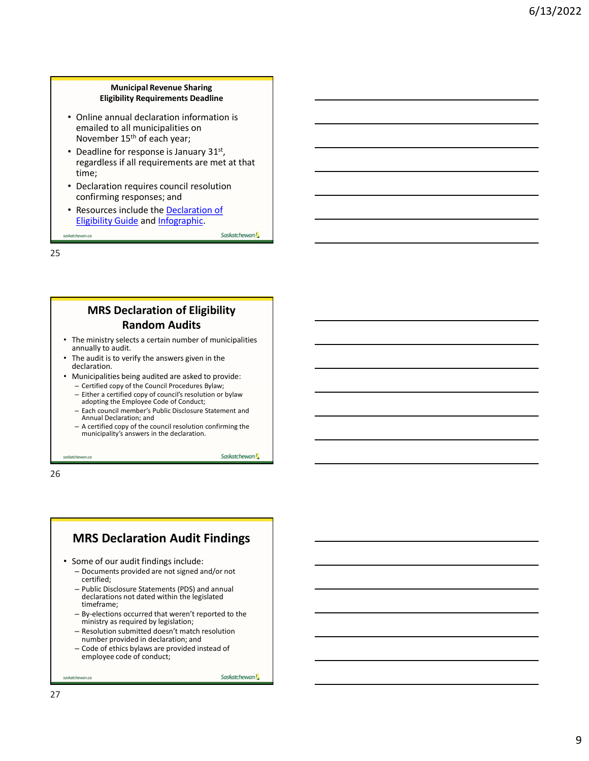## Municipal Revenue Sharing Eligibility Requirements Deadline

- Online annual declaration information is emailed to all municipalities on November 15th of each year;
- Deadline for response is January 31st, regardless if all requirements are met at that time;
- Declaration requires council resolution confirming responses; and
- Resources include the Declaration of Eligibility Guide and Infographic.

## MRS Declaration of Eligibility Random Audits

- The ministry selects a certain number of municipalities annually to audit.
- The audit is to verify the answers given in the declaration.
- Municipalities being audited are asked to provide:
  - Certified copy of the Council Procedures Bylaw;
  - Either a certified copy of council's resolution or bylaw adopting the Employee Code of Conduct;
  - Each council member's Public Disclosure Statement and Annual Declaration; and
  - A certified copy of the council resolution confirming the municipality's answers in the declaration.

## MRS Declaration Audit Findings

- Some of our audit findings include:
  - Documents provided are not signed and/or not certified;
  - Public Disclosure Statements (PDS) and annual declarations not dated within the legislated timeframe;
  - By-elections occurred that weren't reported to the ministry as required by legislation;
  - Resolution submitted doesn't match resolution number provided in declaration; and
  - Code of ethics bylaws are provided instead of employee code of conduct;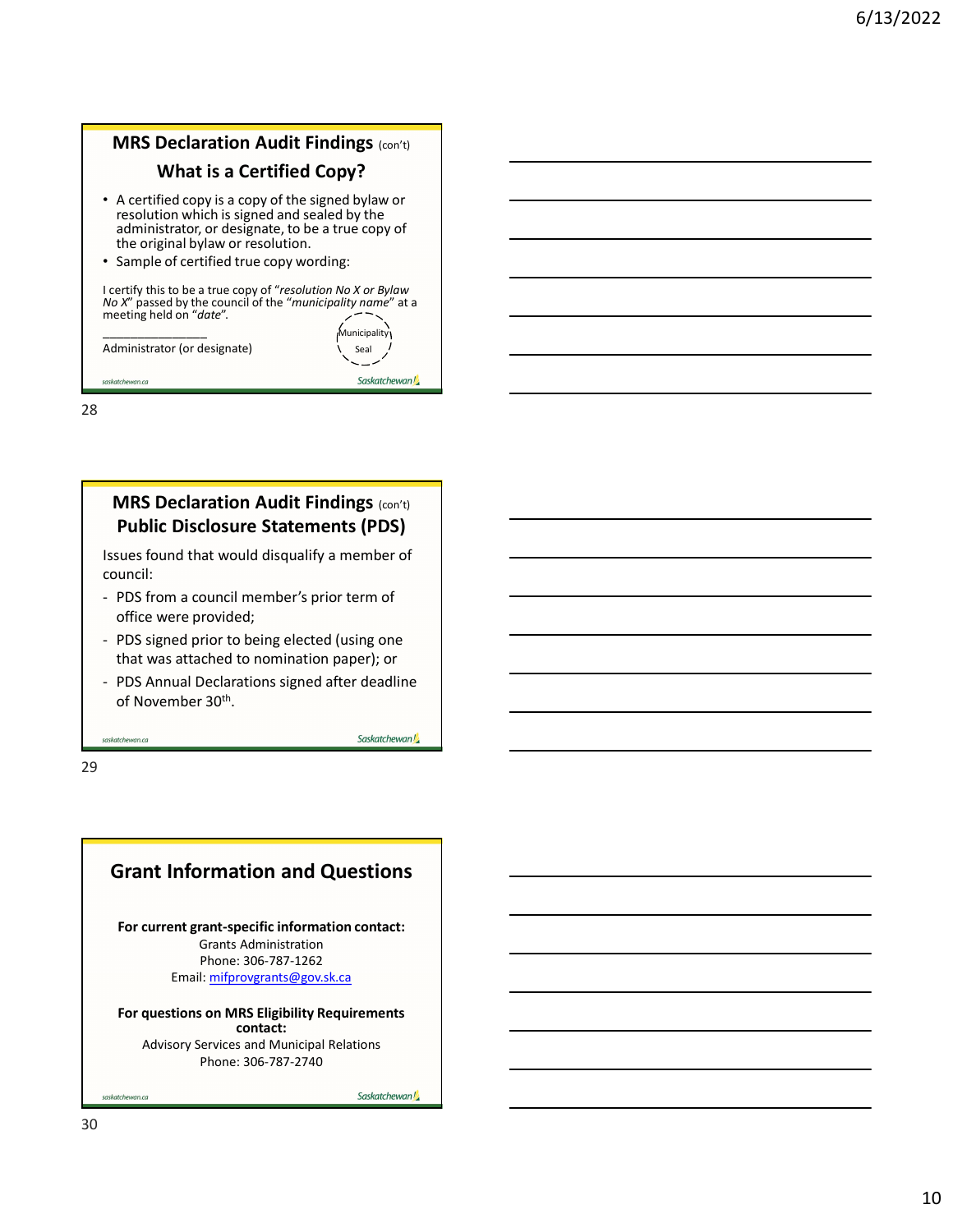## MRS Declaration Audit Findings (con't)

### What is a Certified Copy?

- A certified copy is a copy of the signed bylaw or resolution which is signed and sealed by the administrator, or designate, to be a true copy of the original bylaw or resolution.
- Sample of certified true copy wording:

I certify this to be a true copy of "*resolution No X or Bylaw No X*" passed by the council of the "*municipality name*" at a meeting held on "*date*".

_______________
Administrator (or designate)

Municipality Seal

## MRS Declaration Audit Findings (con't)

### Public Disclosure Statements (PDS)

Issues found that would disqualify a member of council:

- PDS from a council member's prior term of office were provided;
- PDS signed prior to being elected (using one that was attached to nomination paper); or
- PDS Annual Declarations signed after deadline of November 30th.

## Grant Information and Questions

**For current grant-specific information contact:**
Grants Administration
Phone: 306-787-1262
Email: mifprovgrants@gov.sk.ca

**For questions on MRS Eligibility Requirements contact:**
Advisory Services and Municipal Relations
Phone: 306-787-2740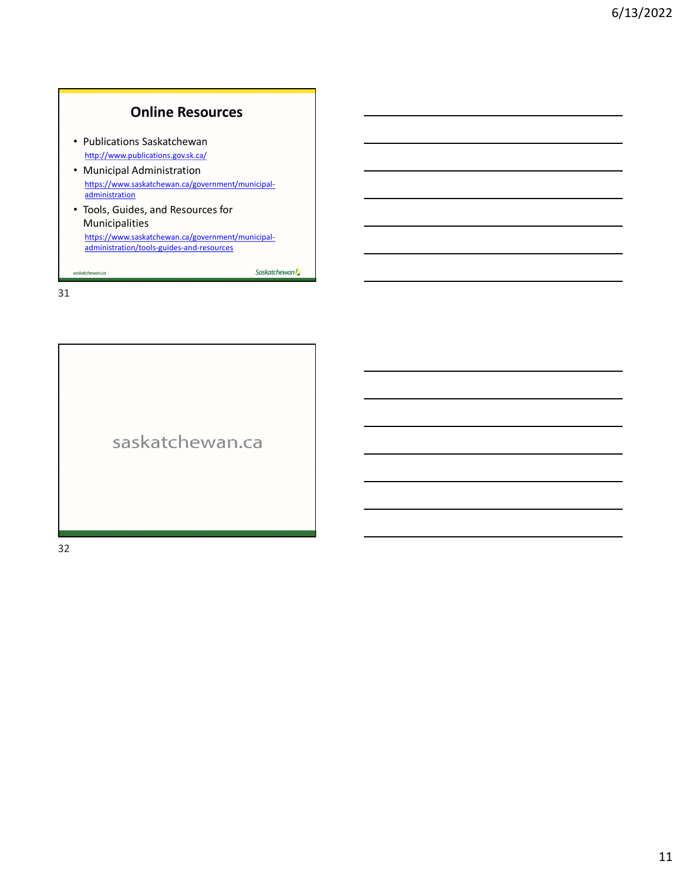## Online Resources

- Publications Saskatchewan
  http://www.publications.gov.sk.ca/
- Municipal Administration
  https://www.saskatchewan.ca/government/municipal-administration
- Tools, Guides, and Resources for Municipalities
  https://www.saskatchewan.ca/government/municipal-administration/tools-guides-and-resources

saskatchewan.ca